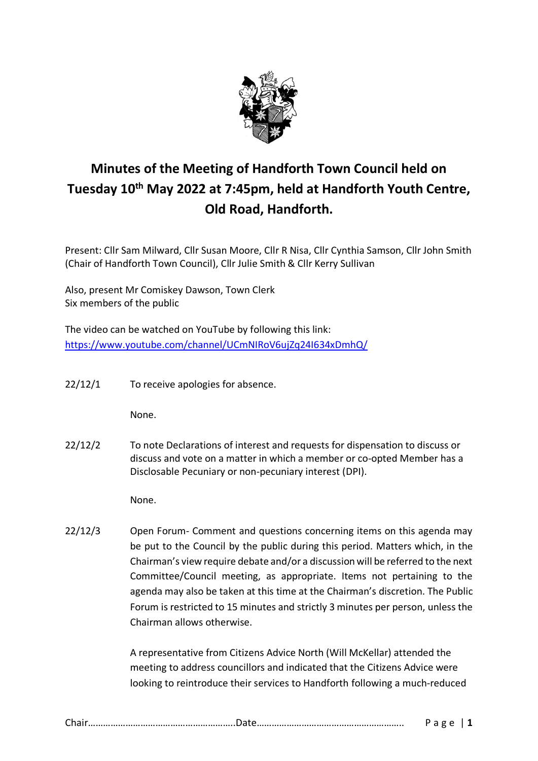# Minutes of the Meeting of Handforth Town Council held on Tuesday 10th May 2022 at 7:45pm, held at Handforth Youth Centre, Old Road, Handforth.

Present: Cllr Sam Milward, Cllr Susan Moore, Cllr R Nisa, Cllr Cynthia Samson, Cllr John Smith (Chair of Handforth Town Council), Cllr Julie Smith & Cllr Kerry Sullivan

Also, present Mr Comiskey Dawson, Town Clerk
Six members of the public

The video can be watched on YouTube by following this link:
https://www.youtube.com/channel/UCmNIRoV6ujZq24I634xDmhQ/

22/12/1 To receive apologies for absence.

None.

22/12/2 To note Declarations of interest and requests for dispensation to discuss or discuss and vote on a matter in which a member or co-opted Member has a Disclosable Pecuniary or non-pecuniary interest (DPI).

None.

22/12/3 Open Forum- Comment and questions concerning items on this agenda may be put to the Council by the public during this period. Matters which, in the Chairman's view require debate and/or a discussion will be referred to the next Committee/Council meeting, as appropriate. Items not pertaining to the agenda may also be taken at this time at the Chairman's discretion. The Public Forum is restricted to 15 minutes and strictly 3 minutes per person, unless the Chairman allows otherwise.

A representative from Citizens Advice North (Will McKellar) attended the meeting to address councillors and indicated that the Citizens Advice were looking to reintroduce their services to Handforth following a much-reduced

Chair…………………………………………………Date…………………………………………………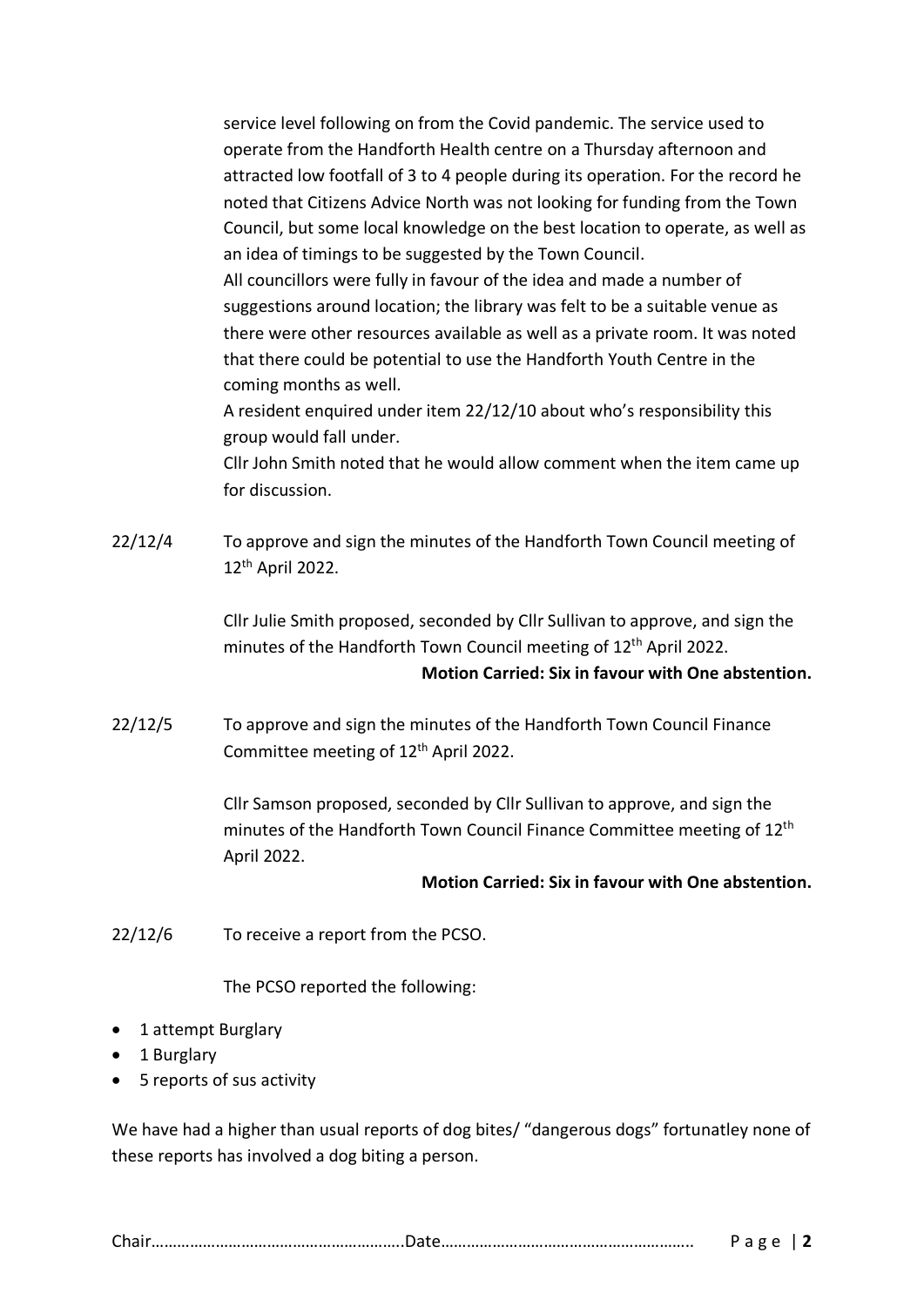service level following on from the Covid pandemic. The service used to operate from the Handforth Health centre on a Thursday afternoon and attracted low footfall of 3 to 4 people during its operation. For the record he noted that Citizens Advice North was not looking for funding from the Town Council, but some local knowledge on the best location to operate, as well as an idea of timings to be suggested by the Town Council.
All councillors were fully in favour of the idea and made a number of suggestions around location; the library was felt to be a suitable venue as there were other resources available as well as a private room. It was noted that there could be potential to use the Handforth Youth Centre in the coming months as well.
A resident enquired under item 22/12/10 about who's responsibility this group would fall under.
Cllr John Smith noted that he would allow comment when the item came up for discussion.

22/12/4 To approve and sign the minutes of the Handforth Town Council meeting of 12th April 2022.

Cllr Julie Smith proposed, seconded by Cllr Sullivan to approve, and sign the minutes of the Handforth Town Council meeting of 12th April 2022.

**Motion Carried: Six in favour with One abstention.**

22/12/5 To approve and sign the minutes of the Handforth Town Council Finance Committee meeting of 12th April 2022.

Cllr Samson proposed, seconded by Cllr Sullivan to approve, and sign the minutes of the Handforth Town Council Finance Committee meeting of 12th April 2022.

**Motion Carried: Six in favour with One abstention.**

22/12/6 To receive a report from the PCSO.

The PCSO reported the following:

- 1 attempt Burglary
- 1 Burglary
- 5 reports of sus activity

We have had a higher than usual reports of dog bites/ "dangerous dogs" fortunatley none of these reports has involved a dog biting a person.

Chair…………………………………………………Date…………………………………………………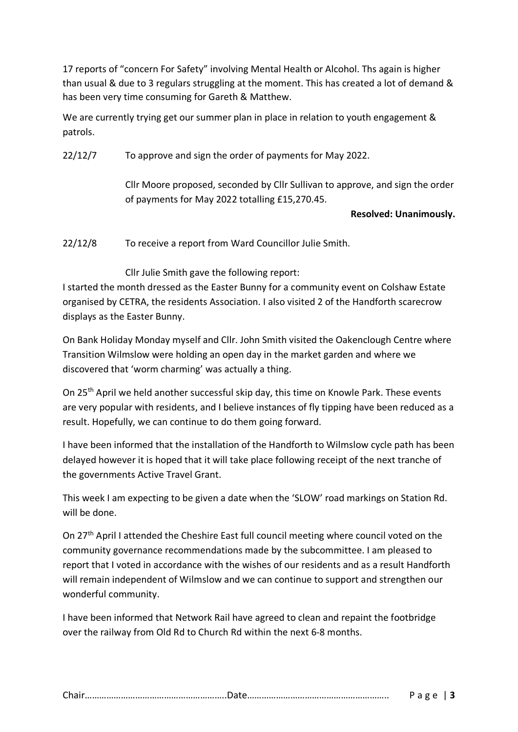17 reports of "concern For Safety" involving Mental Health or Alcohol. Ths again is higher than usual & due to 3 regulars struggling at the moment. This has created a lot of demand & has been very time consuming for Gareth & Matthew.

We are currently trying get our summer plan in place in relation to youth engagement & patrols.

22/12/7 To approve and sign the order of payments for May 2022.

Cllr Moore proposed, seconded by Cllr Sullivan to approve, and sign the order of payments for May 2022 totalling £15,270.45.

**Resolved: Unanimously.**

22/12/8 To receive a report from Ward Councillor Julie Smith.

Cllr Julie Smith gave the following report:

I started the month dressed as the Easter Bunny for a community event on Colshaw Estate organised by CETRA, the residents Association. I also visited 2 of the Handforth scarecrow displays as the Easter Bunny.

On Bank Holiday Monday myself and Cllr. John Smith visited the Oakenclough Centre where Transition Wilmslow were holding an open day in the market garden and where we discovered that 'worm charming' was actually a thing.

On 25th April we held another successful skip day, this time on Knowle Park. These events are very popular with residents, and I believe instances of fly tipping have been reduced as a result. Hopefully, we can continue to do them going forward.

I have been informed that the installation of the Handforth to Wilmslow cycle path has been delayed however it is hoped that it will take place following receipt of the next tranche of the governments Active Travel Grant.

This week I am expecting to be given a date when the 'SLOW' road markings on Station Rd. will be done.

On 27th April I attended the Cheshire East full council meeting where council voted on the community governance recommendations made by the subcommittee. I am pleased to report that I voted in accordance with the wishes of our residents and as a result Handforth will remain independent of Wilmslow and we can continue to support and strengthen our wonderful community.

I have been informed that Network Rail have agreed to clean and repaint the footbridge over the railway from Old Rd to Church Rd within the next 6-8 months.

Chair……………………………………………….Date…………………………………………………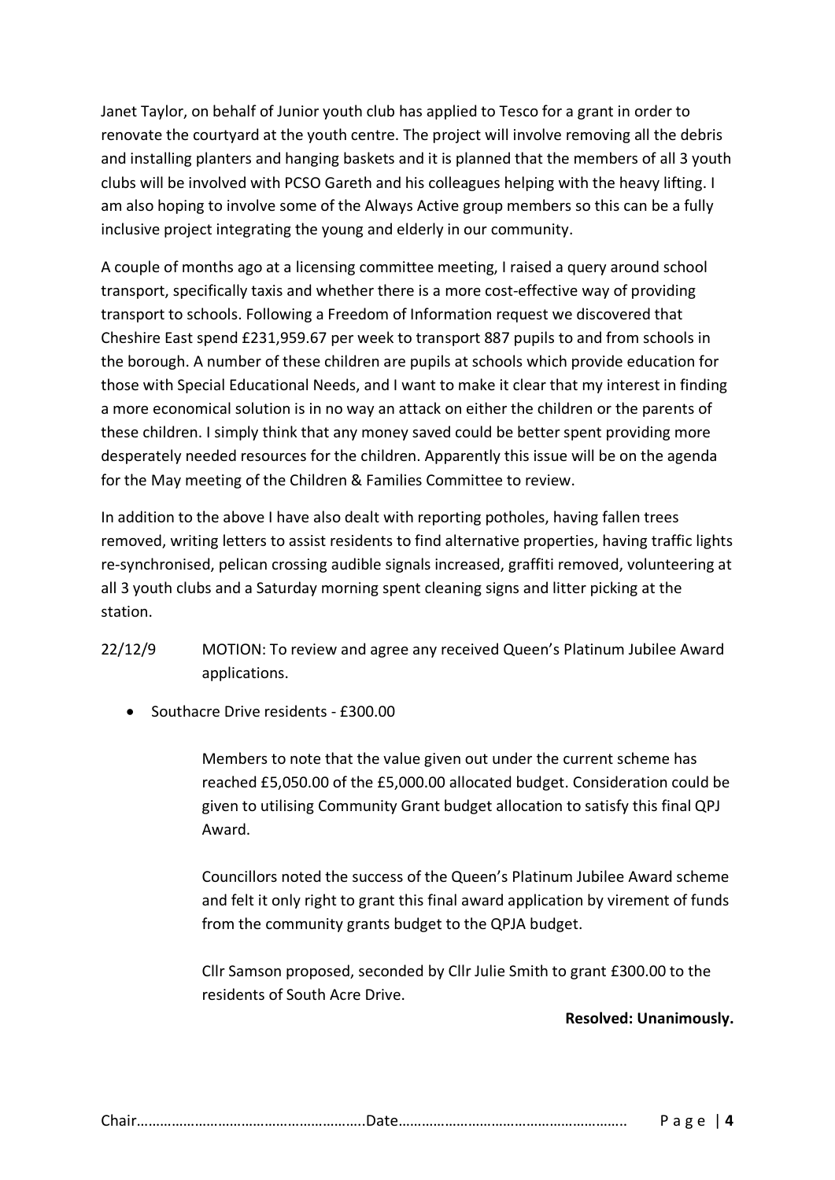Janet Taylor, on behalf of Junior youth club has applied to Tesco for a grant in order to renovate the courtyard at the youth centre. The project will involve removing all the debris and installing planters and hanging baskets and it is planned that the members of all 3 youth clubs will be involved with PCSO Gareth and his colleagues helping with the heavy lifting. I am also hoping to involve some of the Always Active group members so this can be a fully inclusive project integrating the young and elderly in our community.

A couple of months ago at a licensing committee meeting, I raised a query around school transport, specifically taxis and whether there is a more cost-effective way of providing transport to schools. Following a Freedom of Information request we discovered that Cheshire East spend £231,959.67 per week to transport 887 pupils to and from schools in the borough. A number of these children are pupils at schools which provide education for those with Special Educational Needs, and I want to make it clear that my interest in finding a more economical solution is in no way an attack on either the children or the parents of these children. I simply think that any money saved could be better spent providing more desperately needed resources for the children. Apparently this issue will be on the agenda for the May meeting of the Children & Families Committee to review.

In addition to the above I have also dealt with reporting potholes, having fallen trees removed, writing letters to assist residents to find alternative properties, having traffic lights re-synchronised, pelican crossing audible signals increased, graffiti removed, volunteering at all 3 youth clubs and a Saturday morning spent cleaning signs and litter picking at the station.

22/12/9 MOTION: To review and agree any received Queen's Platinum Jubilee Award applications.

- Southacre Drive residents - £300.00

Members to note that the value given out under the current scheme has reached £5,050.00 of the £5,000.00 allocated budget. Consideration could be given to utilising Community Grant budget allocation to satisfy this final QPJ Award.

Councillors noted the success of the Queen's Platinum Jubilee Award scheme and felt it only right to grant this final award application by virement of funds from the community grants budget to the QPJA budget.

Cllr Samson proposed, seconded by Cllr Julie Smith to grant £300.00 to the residents of South Acre Drive.

**Resolved: Unanimously.**

Chair……………………………………………….Date…………………………………………………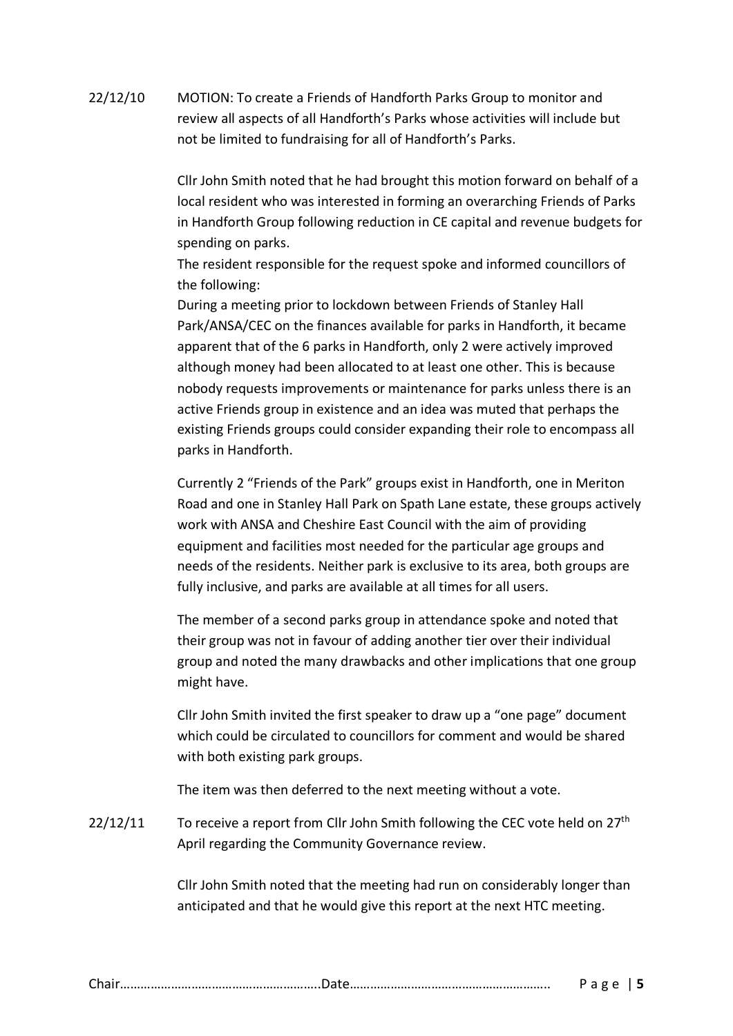22/12/10 MOTION: To create a Friends of Handforth Parks Group to monitor and review all aspects of all Handforth's Parks whose activities will include but not be limited to fundraising for all of Handforth's Parks.

Cllr John Smith noted that he had brought this motion forward on behalf of a local resident who was interested in forming an overarching Friends of Parks in Handforth Group following reduction in CE capital and revenue budgets for spending on parks.

The resident responsible for the request spoke and informed councillors of the following:

During a meeting prior to lockdown between Friends of Stanley Hall Park/ANSA/CEC on the finances available for parks in Handforth, it became apparent that of the 6 parks in Handforth, only 2 were actively improved although money had been allocated to at least one other. This is because nobody requests improvements or maintenance for parks unless there is an active Friends group in existence and an idea was muted that perhaps the existing Friends groups could consider expanding their role to encompass all parks in Handforth.

Currently 2 "Friends of the Park" groups exist in Handforth, one in Meriton Road and one in Stanley Hall Park on Spath Lane estate, these groups actively work with ANSA and Cheshire East Council with the aim of providing equipment and facilities most needed for the particular age groups and needs of the residents. Neither park is exclusive to its area, both groups are fully inclusive, and parks are available at all times for all users.

The member of a second parks group in attendance spoke and noted that their group was not in favour of adding another tier over their individual group and noted the many drawbacks and other implications that one group might have.

Cllr John Smith invited the first speaker to draw up a "one page" document which could be circulated to councillors for comment and would be shared with both existing park groups.

The item was then deferred to the next meeting without a vote.

22/12/11 To receive a report from Cllr John Smith following the CEC vote held on 27th April regarding the Community Governance review.

Cllr John Smith noted that the meeting had run on considerably longer than anticipated and that he would give this report at the next HTC meeting.

Chair…………………………………………………Date…………………………………………………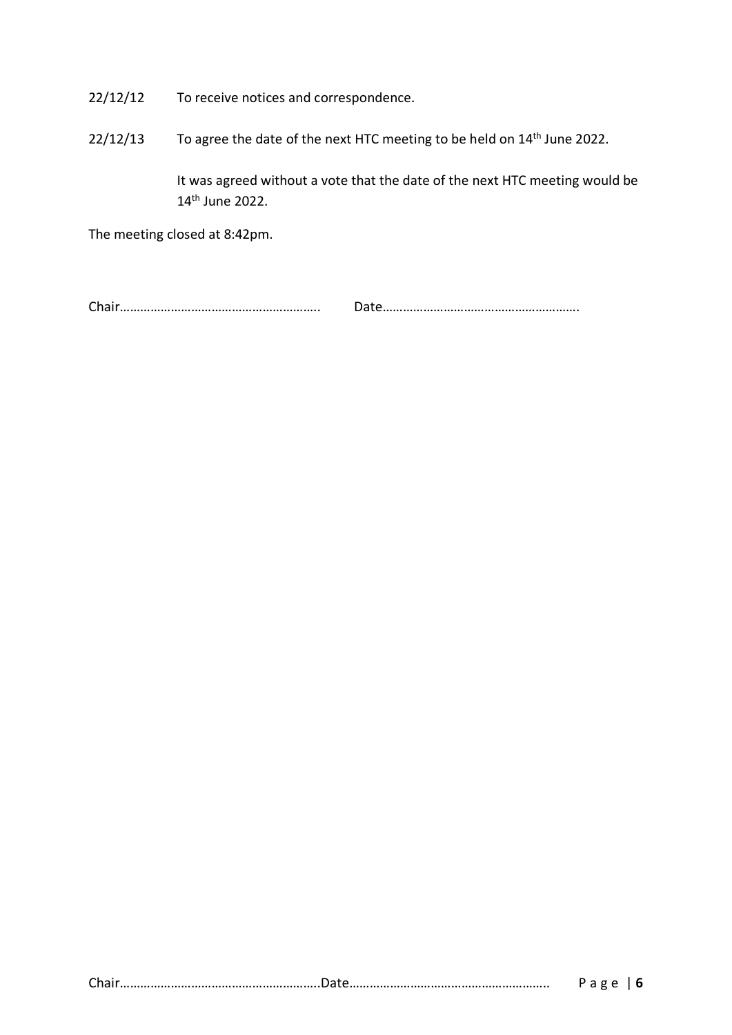22/12/12 To receive notices and correspondence.

22/12/13 To agree the date of the next HTC meeting to be held on 14th June 2022.

It was agreed without a vote that the date of the next HTC meeting would be 14th June 2022.

The meeting closed at 8:42pm.

Chair………………………………………………….. Date………………………………………………….